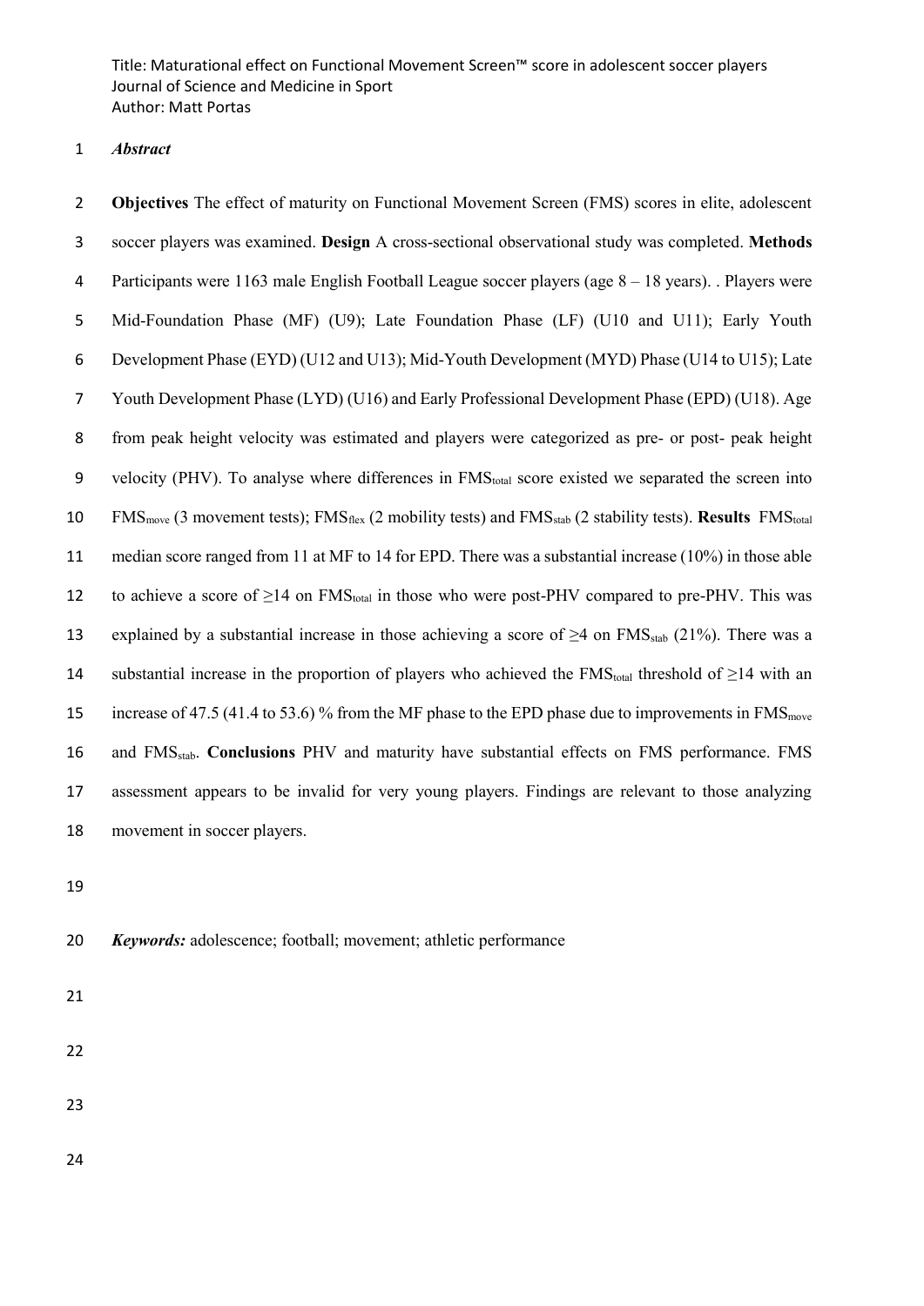Title: Maturational effect on Functional Movement Screen™ score in adolescent soccer players
Journal of Science and Medicine in Sport
Author: Matt Portas

***Abstract***

**Objectives** The effect of maturity on Functional Movement Screen (FMS) scores in elite, adolescent soccer players was examined. **Design** A cross-sectional observational study was completed. **Methods** Participants were 1163 male English Football League soccer players (age 8 – 18 years). . Players were Mid-Foundation Phase (MF) (U9); Late Foundation Phase (LF) (U10 and U11); Early Youth Development Phase (EYD) (U12 and U13); Mid-Youth Development (MYD) Phase (U14 to U15); Late Youth Development Phase (LYD) (U16) and Early Professional Development Phase (EPD) (U18). Age from peak height velocity was estimated and players were categorized as pre- or post- peak height velocity (PHV). To analyse where differences in $FMS_{total}$ score existed we separated the screen into $FMS_{move}$ (3 movement tests); $FMS_{flex}$ (2 mobility tests) and $FMS_{stab}$ (2 stability tests). **Results** $FMS_{total}$ median score ranged from 11 at MF to 14 for EPD. There was a substantial increase (10%) in those able to achieve a score of $\geq$14 on $FMS_{total}$ in those who were post-PHV compared to pre-PHV. This was explained by a substantial increase in those achieving a score of $\geq$4 on $FMS_{stab}$ (21%). There was a substantial increase in the proportion of players who achieved the $FMS_{total}$ threshold of $\geq$14 with an increase of 47.5 (41.4 to 53.6) % from the MF phase to the EPD phase due to improvements in $FMS_{move}$ and $FMS_{stab}$. **Conclusions** PHV and maturity have substantial effects on FMS performance. FMS assessment appears to be invalid for very young players. Findings are relevant to those analyzing movement in soccer players.

***Keywords:*** adolescence; football; movement; athletic performance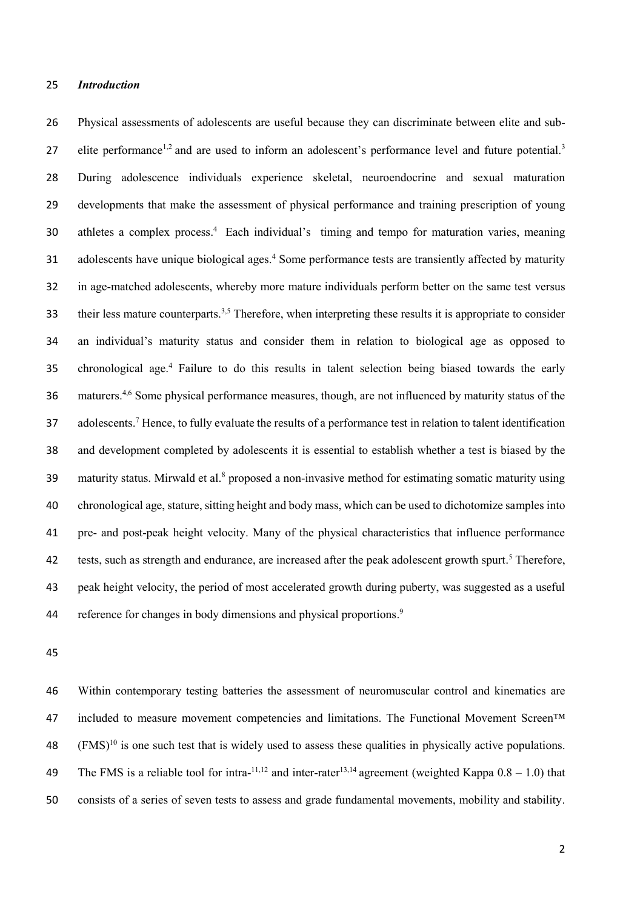### *Introduction*

Physical assessments of adolescents are useful because they can discriminate between elite and sub-elite performance[1,2] and are used to inform an adolescent's performance level and future potential.[3] During adolescence individuals experience skeletal, neuroendocrine and sexual maturation developments that make the assessment of physical performance and training prescription of young athletes a complex process.[4] Each individual's timing and tempo for maturation varies, meaning adolescents have unique biological ages.[4] Some performance tests are transiently affected by maturity in age-matched adolescents, whereby more mature individuals perform better on the same test versus their less mature counterparts.[3,5] Therefore, when interpreting these results it is appropriate to consider an individual's maturity status and consider them in relation to biological age as opposed to chronological age.[4] Failure to do this results in talent selection being biased towards the early maturers.[4,6] Some physical performance measures, though, are not influenced by maturity status of the adolescents.[7] Hence, to fully evaluate the results of a performance test in relation to talent identification and development completed by adolescents it is essential to establish whether a test is biased by the maturity status. Mirwald et al.[8] proposed a non-invasive method for estimating somatic maturity using chronological age, stature, sitting height and body mass, which can be used to dichotomize samples into pre- and post-peak height velocity. Many of the physical characteristics that influence performance tests, such as strength and endurance, are increased after the peak adolescent growth spurt.[5] Therefore, peak height velocity, the period of most accelerated growth during puberty, was suggested as a useful reference for changes in body dimensions and physical proportions.[9]

Within contemporary testing batteries the assessment of neuromuscular control and kinematics are included to measure movement competencies and limitations. The Functional Movement Screen™ (FMS)[10] is one such test that is widely used to assess these qualities in physically active populations. The FMS is a reliable tool for intra-[11,12] and inter-rater[13,14] agreement (weighted Kappa 0.8 – 1.0) that consists of a series of seven tests to assess and grade fundamental movements, mobility and stability.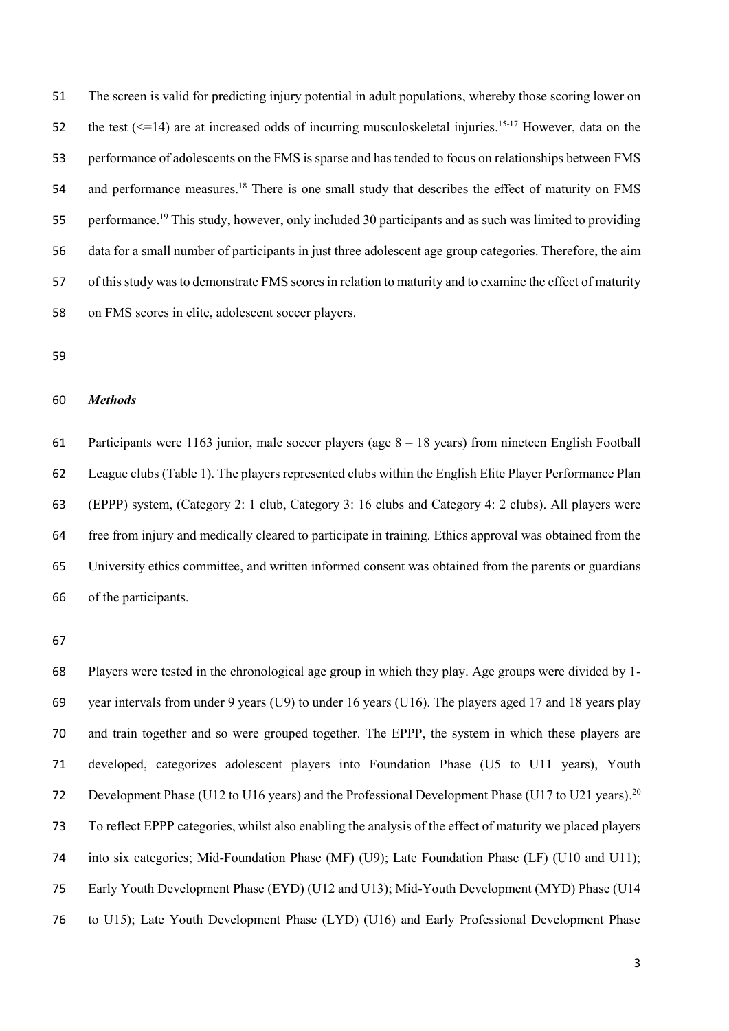The screen is valid for predicting injury potential in adult populations, whereby those scoring lower on the test (<=14) are at increased odds of incurring musculoskeletal injuries.[15-17] However, data on the performance of adolescents on the FMS is sparse and has tended to focus on relationships between FMS and performance measures.[18] There is one small study that describes the effect of maturity on FMS performance.[19] This study, however, only included 30 participants and as such was limited to providing data for a small number of participants in just three adolescent age group categories. Therefore, the aim of this study was to demonstrate FMS scores in relation to maturity and to examine the effect of maturity on FMS scores in elite, adolescent soccer players.

## *Methods*

Participants were 1163 junior, male soccer players (age 8 – 18 years) from nineteen English Football League clubs (Table 1). The players represented clubs within the English Elite Player Performance Plan (EPPP) system, (Category 2: 1 club, Category 3: 16 clubs and Category 4: 2 clubs). All players were free from injury and medically cleared to participate in training. Ethics approval was obtained from the University ethics committee, and written informed consent was obtained from the parents or guardians of the participants.

Players were tested in the chronological age group in which they play. Age groups were divided by 1-year intervals from under 9 years (U9) to under 16 years (U16). The players aged 17 and 18 years play and train together and so were grouped together. The EPPP, the system in which these players are developed, categorizes adolescent players into Foundation Phase (U5 to U11 years), Youth Development Phase (U12 to U16 years) and the Professional Development Phase (U17 to U21 years).[20] To reflect EPPP categories, whilst also enabling the analysis of the effect of maturity we placed players into six categories; Mid-Foundation Phase (MF) (U9); Late Foundation Phase (LF) (U10 and U11); Early Youth Development Phase (EYD) (U12 and U13); Mid-Youth Development (MYD) Phase (U14 to U15); Late Youth Development Phase (LYD) (U16) and Early Professional Development Phase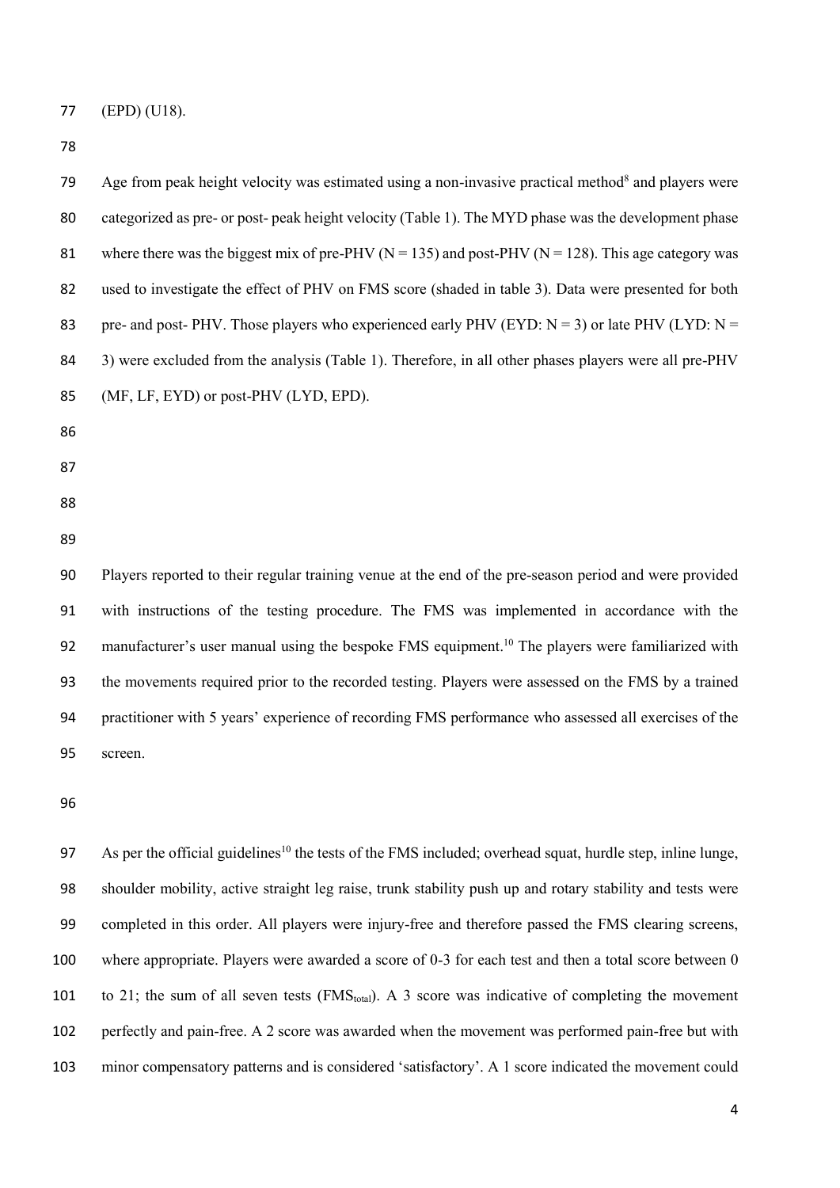(EPD) (U18).

Age from peak height velocity was estimated using a non-invasive practical method[8] and players were categorized as pre- or post- peak height velocity (Table 1). The MYD phase was the development phase where there was the biggest mix of pre-PHV (N = 135) and post-PHV (N = 128). This age category was used to investigate the effect of PHV on FMS score (shaded in table 3). Data were presented for both pre- and post- PHV. Those players who experienced early PHV (EYD: N = 3) or late PHV (LYD: N = 3) were excluded from the analysis (Table 1). Therefore, in all other phases players were all pre-PHV (MF, LF, EYD) or post-PHV (LYD, EPD).

Players reported to their regular training venue at the end of the pre-season period and were provided with instructions of the testing procedure. The FMS was implemented in accordance with the manufacturer's user manual using the bespoke FMS equipment.[10] The players were familiarized with the movements required prior to the recorded testing. Players were assessed on the FMS by a trained practitioner with 5 years' experience of recording FMS performance who assessed all exercises of the screen.

As per the official guidelines[10] the tests of the FMS included; overhead squat, hurdle step, inline lunge, shoulder mobility, active straight leg raise, trunk stability push up and rotary stability and tests were completed in this order. All players were injury-free and therefore passed the FMS clearing screens, where appropriate. Players were awarded a score of 0-3 for each test and then a total score between 0 to 21; the sum of all seven tests ($FMS_{total}$). A 3 score was indicative of completing the movement perfectly and pain-free. A 2 score was awarded when the movement was performed pain-free but with minor compensatory patterns and is considered 'satisfactory'. A 1 score indicated the movement could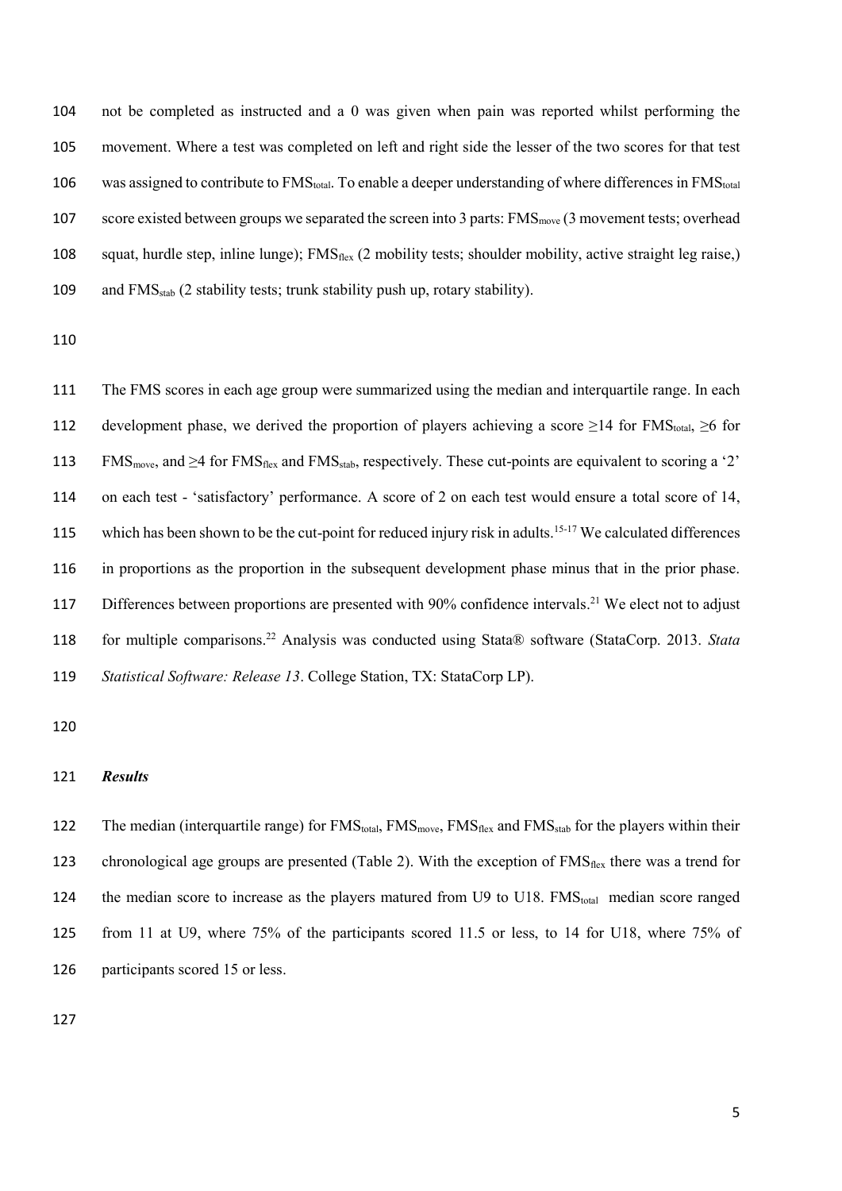not be completed as instructed and a 0 was given when pain was reported whilst performing the movement. Where a test was completed on left and right side the lesser of the two scores for that test was assigned to contribute to $FMS_{total}$. To enable a deeper understanding of where differences in $FMS_{total}$ score existed between groups we separated the screen into 3 parts: $FMS_{move}$ (3 movement tests; overhead squat, hurdle step, inline lunge); $FMS_{flex}$ (2 mobility tests; shoulder mobility, active straight leg raise,) and $FMS_{stab}$ (2 stability tests; trunk stability push up, rotary stability).

The FMS scores in each age group were summarized using the median and interquartile range. In each development phase, we derived the proportion of players achieving a score $\geq$14 for $FMS_{total}$, $\geq$6 for $FMS_{move}$, and $\geq$4 for $FMS_{flex}$ and $FMS_{stab}$, respectively. These cut-points are equivalent to scoring a '2' on each test - 'satisfactory' performance. A score of 2 on each test would ensure a total score of 14, which has been shown to be the cut-point for reduced injury risk in adults.[15-17] We calculated differences in proportions as the proportion in the subsequent development phase minus that in the prior phase. Differences between proportions are presented with 90% confidence intervals.[21] We elect not to adjust for multiple comparisons.[22] Analysis was conducted using Stata® software (StataCorp. 2013. *Stata Statistical Software: Release 13*. College Station, TX: StataCorp LP).

### *Results*

The median (interquartile range) for $FMS_{total}$, $FMS_{move}$, $FMS_{flex}$ and $FMS_{stab}$ for the players within their chronological age groups are presented (Table 2). With the exception of $FMS_{flex}$ there was a trend for the median score to increase as the players matured from U9 to U18. $FMS_{total}$ median score ranged from 11 at U9, where 75% of the participants scored 11.5 or less, to 14 for U18, where 75% of participants scored 15 or less.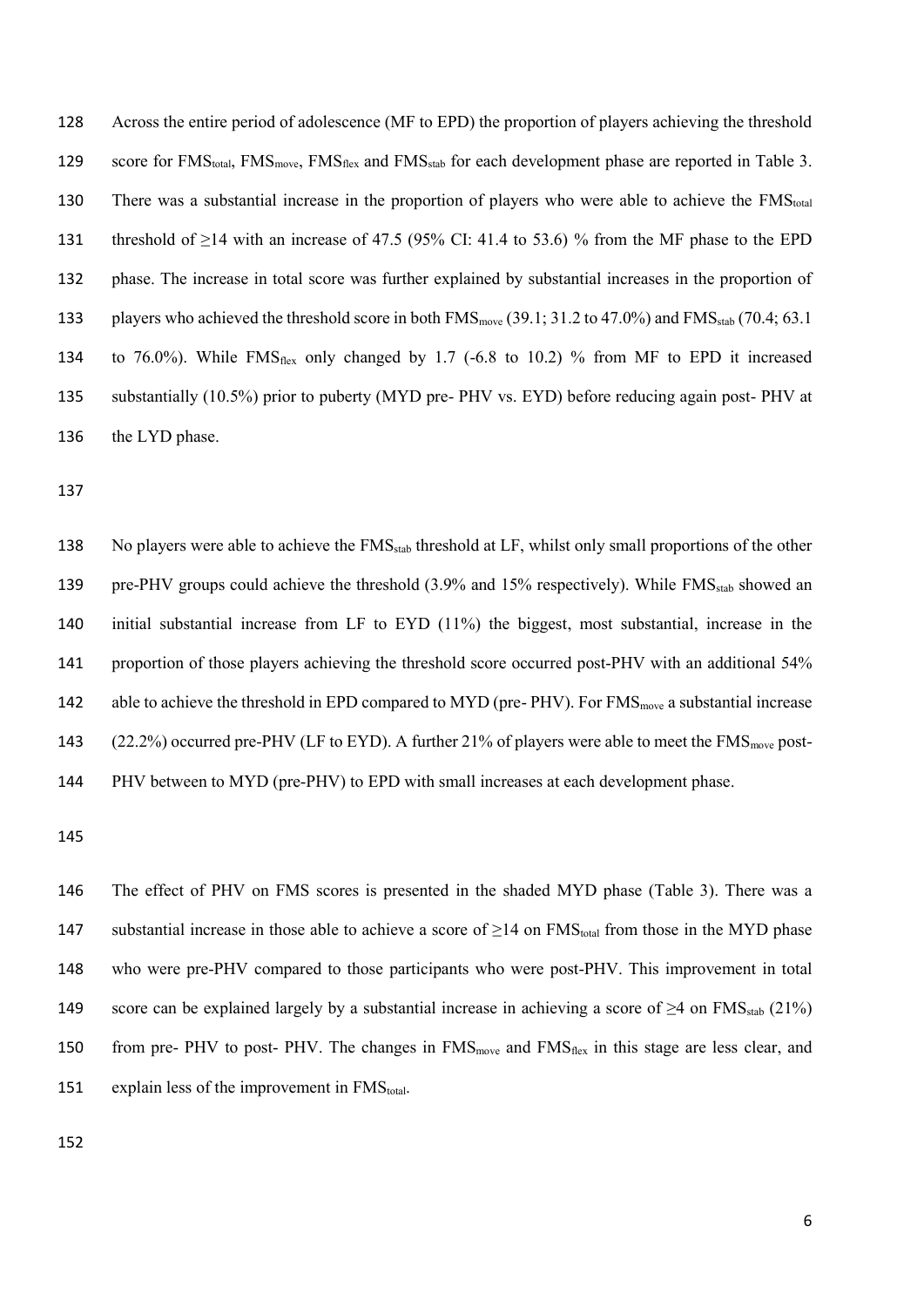Across the entire period of adolescence (MF to EPD) the proportion of players achieving the threshold score for $FMS_{total}$, $FMS_{move}$, $FMS_{flex}$ and $FMS_{stab}$ for each development phase are reported in Table 3. There was a substantial increase in the proportion of players who were able to achieve the $FMS_{total}$ threshold of ≥14 with an increase of 47.5 (95% CI: 41.4 to 53.6) % from the MF phase to the EPD phase. The increase in total score was further explained by substantial increases in the proportion of players who achieved the threshold score in both $FMS_{move}$ (39.1; 31.2 to 47.0%) and $FMS_{stab}$ (70.4; 63.1 to 76.0%). While $FMS_{flex}$ only changed by 1.7 (-6.8 to 10.2) % from MF to EPD it increased substantially (10.5%) prior to puberty (MYD pre- PHV vs. EYD) before reducing again post- PHV at the LYD phase.

No players were able to achieve the $FMS_{stab}$ threshold at LF, whilst only small proportions of the other pre-PHV groups could achieve the threshold (3.9% and 15% respectively). While $FMS_{stab}$ showed an initial substantial increase from LF to EYD (11%) the biggest, most substantial, increase in the proportion of those players achieving the threshold score occurred post-PHV with an additional 54% able to achieve the threshold in EPD compared to MYD (pre- PHV). For $FMS_{move}$ a substantial increase (22.2%) occurred pre-PHV (LF to EYD). A further 21% of players were able to meet the $FMS_{move}$ post-PHV between to MYD (pre-PHV) to EPD with small increases at each development phase.

The effect of PHV on FMS scores is presented in the shaded MYD phase (Table 3). There was a substantial increase in those able to achieve a score of ≥14 on $FMS_{total}$ from those in the MYD phase who were pre-PHV compared to those participants who were post-PHV. This improvement in total score can be explained largely by a substantial increase in achieving a score of ≥4 on $FMS_{stab}$ (21%) from pre- PHV to post- PHV. The changes in $FMS_{move}$ and $FMS_{flex}$ in this stage are less clear, and explain less of the improvement in $FMS_{total}$.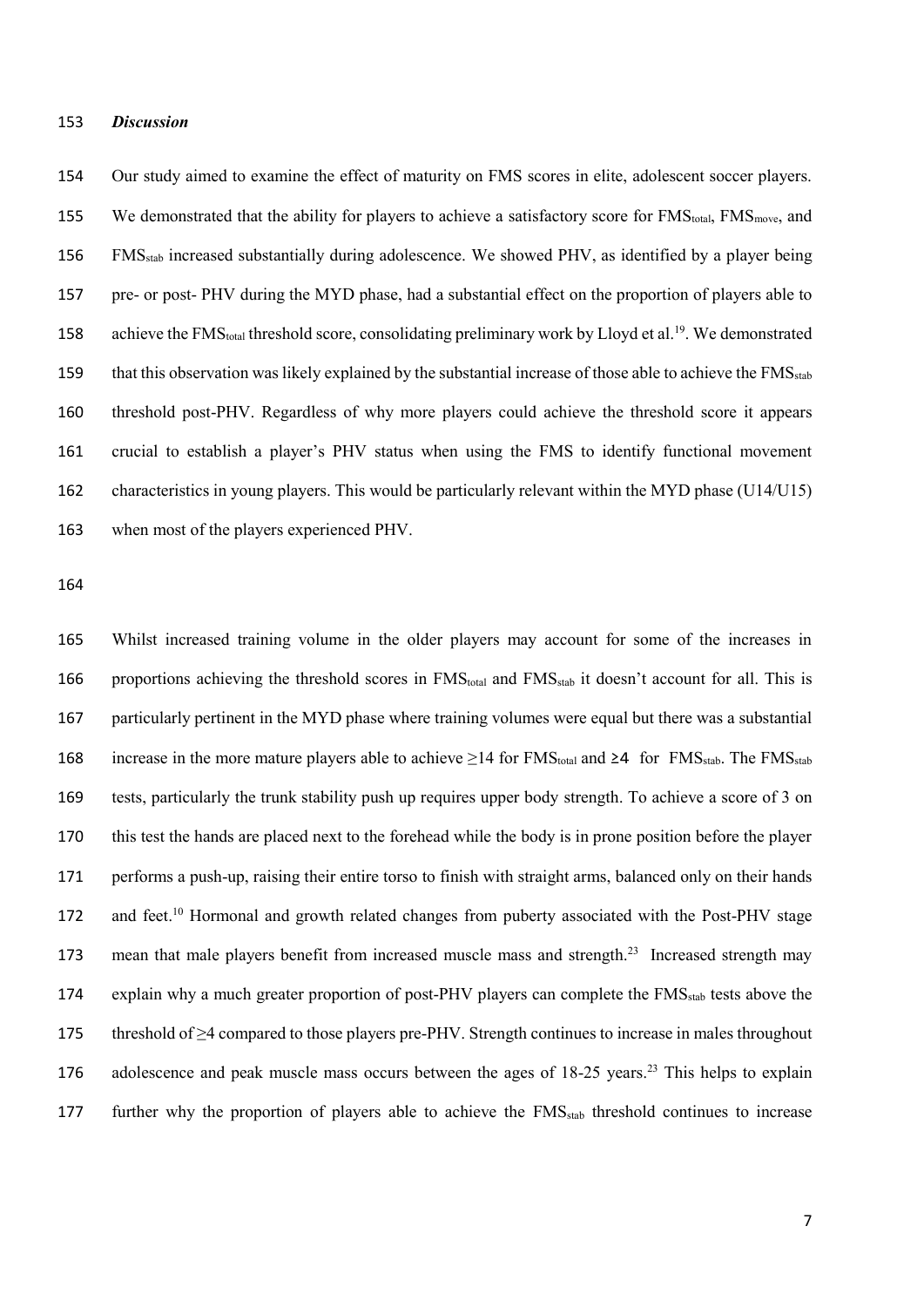### *Discussion*

Our study aimed to examine the effect of maturity on FMS scores in elite, adolescent soccer players. We demonstrated that the ability for players to achieve a satisfactory score for $FMS_{total}$, $FMS_{move}$, and $FMS_{stab}$ increased substantially during adolescence. We showed PHV, as identified by a player being pre- or post- PHV during the MYD phase, had a substantial effect on the proportion of players able to achieve the $FMS_{total}$ threshold score, consolidating preliminary work by Lloyd et al.[19]. We demonstrated that this observation was likely explained by the substantial increase of those able to achieve the $FMS_{stab}$ threshold post-PHV. Regardless of why more players could achieve the threshold score it appears crucial to establish a player's PHV status when using the FMS to identify functional movement characteristics in young players. This would be particularly relevant within the MYD phase (U14/U15) when most of the players experienced PHV.

Whilst increased training volume in the older players may account for some of the increases in proportions achieving the threshold scores in $FMS_{total}$ and $FMS_{stab}$ it doesn't account for all. This is particularly pertinent in the MYD phase where training volumes were equal but there was a substantial increase in the more mature players able to achieve ≥14 for $FMS_{total}$ and ≥4 for $FMS_{stab}$. The $FMS_{stab}$ tests, particularly the trunk stability push up requires upper body strength. To achieve a score of 3 on this test the hands are placed next to the forehead while the body is in prone position before the player performs a push-up, raising their entire torso to finish with straight arms, balanced only on their hands and feet.[10] Hormonal and growth related changes from puberty associated with the Post-PHV stage mean that male players benefit from increased muscle mass and strength.[23] Increased strength may explain why a much greater proportion of post-PHV players can complete the $FMS_{stab}$ tests above the threshold of ≥4 compared to those players pre-PHV. Strength continues to increase in males throughout adolescence and peak muscle mass occurs between the ages of 18-25 years.[23] This helps to explain further why the proportion of players able to achieve the $FMS_{stab}$ threshold continues to increase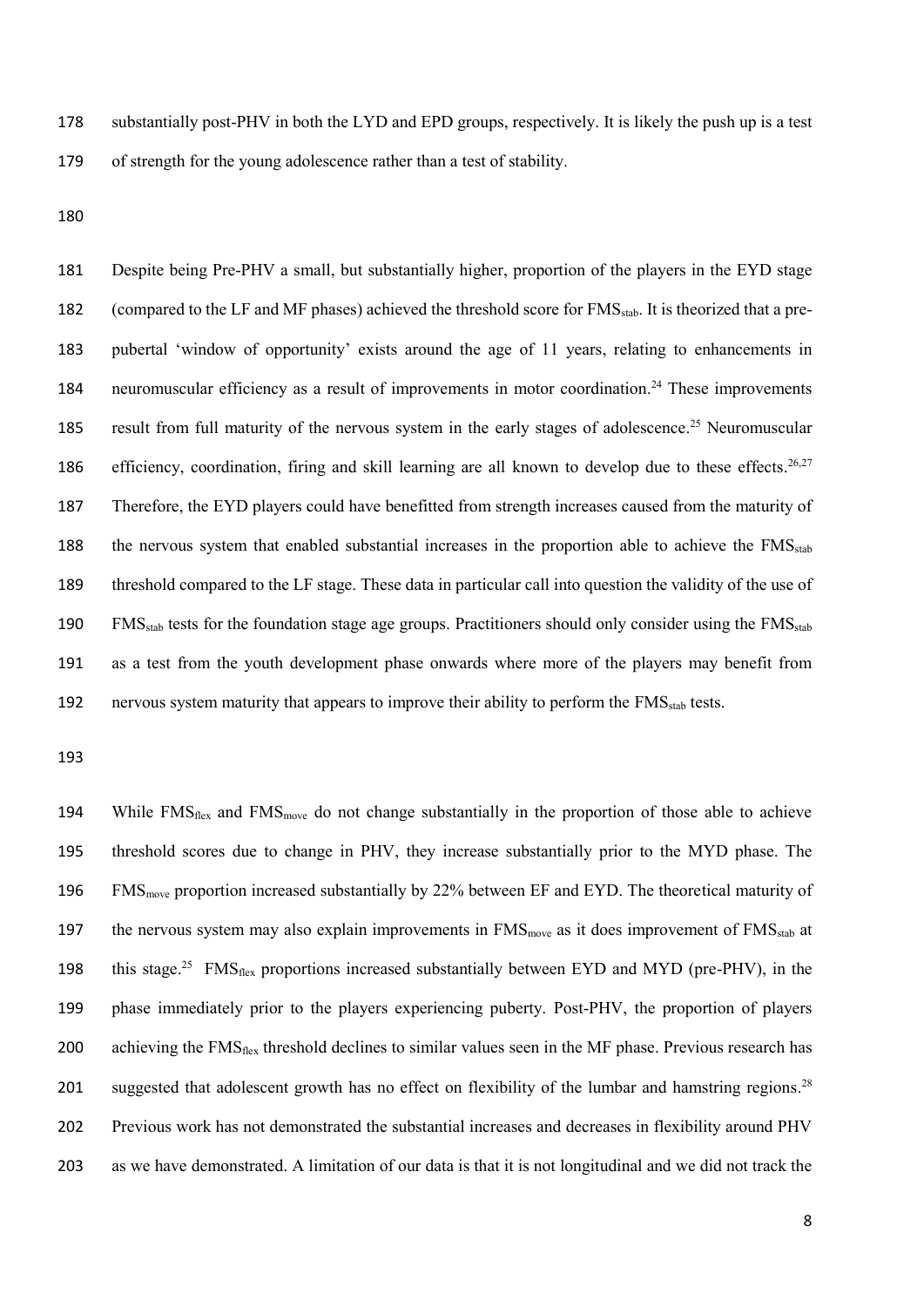substantially post-PHV in both the LYD and EPD groups, respectively. It is likely the push up is a test of strength for the young adolescence rather than a test of stability.

Despite being Pre-PHV a small, but substantially higher, proportion of the players in the EYD stage (compared to the LF and MF phases) achieved the threshold score for $FMS_{stab}$. It is theorized that a pre-pubertal 'window of opportunity' exists around the age of 11 years, relating to enhancements in neuromuscular efficiency as a result of improvements in motor coordination.[24] These improvements result from full maturity of the nervous system in the early stages of adolescence.[25] Neuromuscular efficiency, coordination, firing and skill learning are all known to develop due to these effects.[26,27] Therefore, the EYD players could have benefitted from strength increases caused from the maturity of the nervous system that enabled substantial increases in the proportion able to achieve the $FMS_{stab}$ threshold compared to the LF stage. These data in particular call into question the validity of the use of $FMS_{stab}$ tests for the foundation stage age groups. Practitioners should only consider using the $FMS_{stab}$ as a test from the youth development phase onwards where more of the players may benefit from nervous system maturity that appears to improve their ability to perform the $FMS_{stab}$ tests.

While $FMS_{flex}$ and $FMS_{move}$ do not change substantially in the proportion of those able to achieve threshold scores due to change in PHV, they increase substantially prior to the MYD phase. The $FMS_{move}$ proportion increased substantially by 22% between EF and EYD. The theoretical maturity of the nervous system may also explain improvements in $FMS_{move}$ as it does improvement of $FMS_{stab}$ at this stage.[25] $FMS_{flex}$ proportions increased substantially between EYD and MYD (pre-PHV), in the phase immediately prior to the players experiencing puberty. Post-PHV, the proportion of players achieving the $FMS_{flex}$ threshold declines to similar values seen in the MF phase. Previous research has suggested that adolescent growth has no effect on flexibility of the lumbar and hamstring regions.[28] Previous work has not demonstrated the substantial increases and decreases in flexibility around PHV as we have demonstrated. A limitation of our data is that it is not longitudinal and we did not track the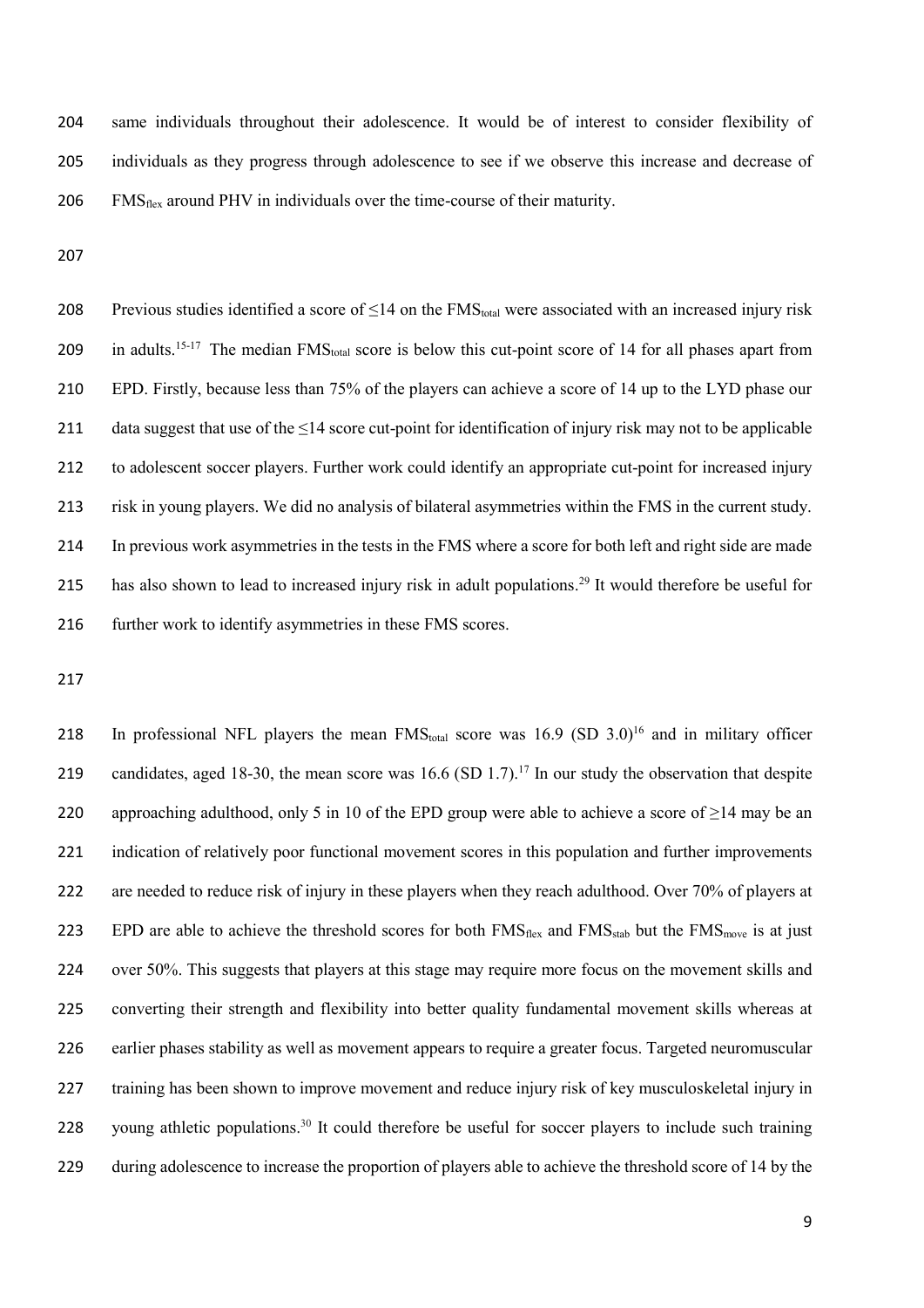same individuals throughout their adolescence. It would be of interest to consider flexibility of individuals as they progress through adolescence to see if we observe this increase and decrease of $FMS_{flex}$ around PHV in individuals over the time-course of their maturity.

Previous studies identified a score of ≤14 on the $FMS_{total}$ were associated with an increased injury risk in adults.[15-17] The median $FMS_{total}$ score is below this cut-point score of 14 for all phases apart from EPD. Firstly, because less than 75% of the players can achieve a score of 14 up to the LYD phase our data suggest that use of the ≤14 score cut-point for identification of injury risk may not to be applicable to adolescent soccer players. Further work could identify an appropriate cut-point for increased injury risk in young players. We did no analysis of bilateral asymmetries within the FMS in the current study. In previous work asymmetries in the tests in the FMS where a score for both left and right side are made has also shown to lead to increased injury risk in adult populations.[29] It would therefore be useful for further work to identify asymmetries in these FMS scores.

In professional NFL players the mean $FMS_{total}$ score was 16.9 (SD 3.0)[16] and in military officer candidates, aged 18-30, the mean score was 16.6 (SD 1.7).[17] In our study the observation that despite approaching adulthood, only 5 in 10 of the EPD group were able to achieve a score of ≥14 may be an indication of relatively poor functional movement scores in this population and further improvements are needed to reduce risk of injury in these players when they reach adulthood. Over 70% of players at EPD are able to achieve the threshold scores for both $FMS_{flex}$ and $FMS_{stab}$ but the $FMS_{move}$ is at just over 50%. This suggests that players at this stage may require more focus on the movement skills and converting their strength and flexibility into better quality fundamental movement skills whereas at earlier phases stability as well as movement appears to require a greater focus. Targeted neuromuscular training has been shown to improve movement and reduce injury risk of key musculoskeletal injury in young athletic populations.[30] It could therefore be useful for soccer players to include such training during adolescence to increase the proportion of players able to achieve the threshold score of 14 by the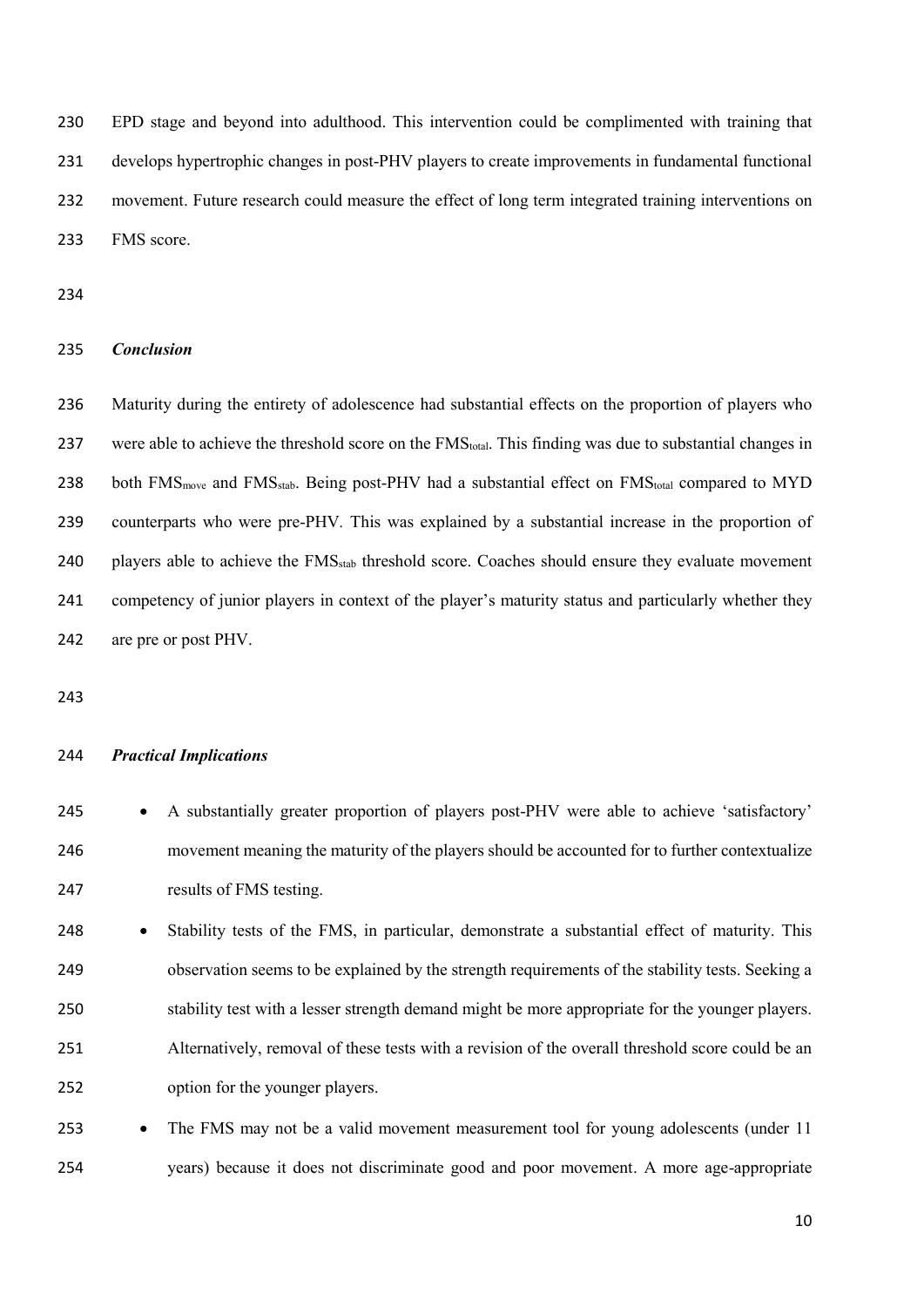EPD stage and beyond into adulthood. This intervention could be complimented with training that develops hypertrophic changes in post-PHV players to create improvements in fundamental functional movement. Future research could measure the effect of long term integrated training interventions on FMS score.

### *Conclusion*

Maturity during the entirety of adolescence had substantial effects on the proportion of players who were able to achieve the threshold score on the $FMS_{total}$. This finding was due to substantial changes in both $FMS_{move}$ and $FMS_{stab}$. Being post-PHV had a substantial effect on $FMS_{total}$ compared to MYD counterparts who were pre-PHV. This was explained by a substantial increase in the proportion of players able to achieve the $FMS_{stab}$ threshold score. Coaches should ensure they evaluate movement competency of junior players in context of the player's maturity status and particularly whether they are pre or post PHV.

### *Practical Implications*

- A substantially greater proportion of players post-PHV were able to achieve 'satisfactory' movement meaning the maturity of the players should be accounted for to further contextualize results of FMS testing.
- Stability tests of the FMS, in particular, demonstrate a substantial effect of maturity. This observation seems to be explained by the strength requirements of the stability tests. Seeking a stability test with a lesser strength demand might be more appropriate for the younger players. Alternatively, removal of these tests with a revision of the overall threshold score could be an option for the younger players.
- The FMS may not be a valid movement measurement tool for young adolescents (under 11 years) because it does not discriminate good and poor movement. A more age-appropriate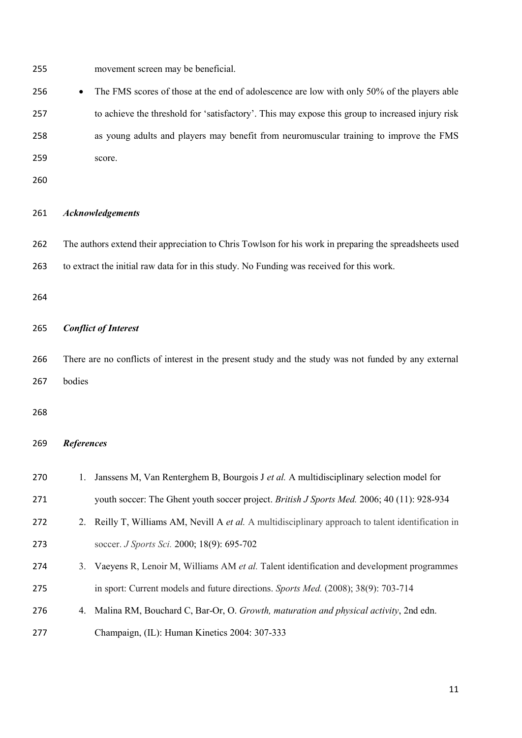movement screen may be beneficial.

- The FMS scores of those at the end of adolescence are low with only 50% of the players able to achieve the threshold for 'satisfactory'. This may expose this group to increased injury risk as young adults and players may benefit from neuromuscular training to improve the FMS score.

### *Acknowledgements*

The authors extend their appreciation to Chris Towlson for his work in preparing the spreadsheets used to extract the initial raw data for in this study. No Funding was received for this work.

### *Conflict of Interest*

There are no conflicts of interest in the present study and the study was not funded by any external bodies

### *References*

1. Janssens M, Van Renterghem B, Bourgois J *et al.* A multidisciplinary selection model for youth soccer: The Ghent youth soccer project. *British J Sports Med.* 2006; 40 (11): 928-934
2. Reilly T, Williams AM, Nevill A *et al.* A multidisciplinary approach to talent identification in soccer. *J Sports Sci.* 2000; 18(9): 695-702
3. Vaeyens R, Lenoir M, Williams AM *et al.* Talent identification and development programmes in sport: Current models and future directions. *Sports Med.* (2008); 38(9): 703-714
4. Malina RM, Bouchard C, Bar-Or, O. *Growth, maturation and physical activity*, 2nd edn. Champaign, (IL): Human Kinetics 2004: 307-333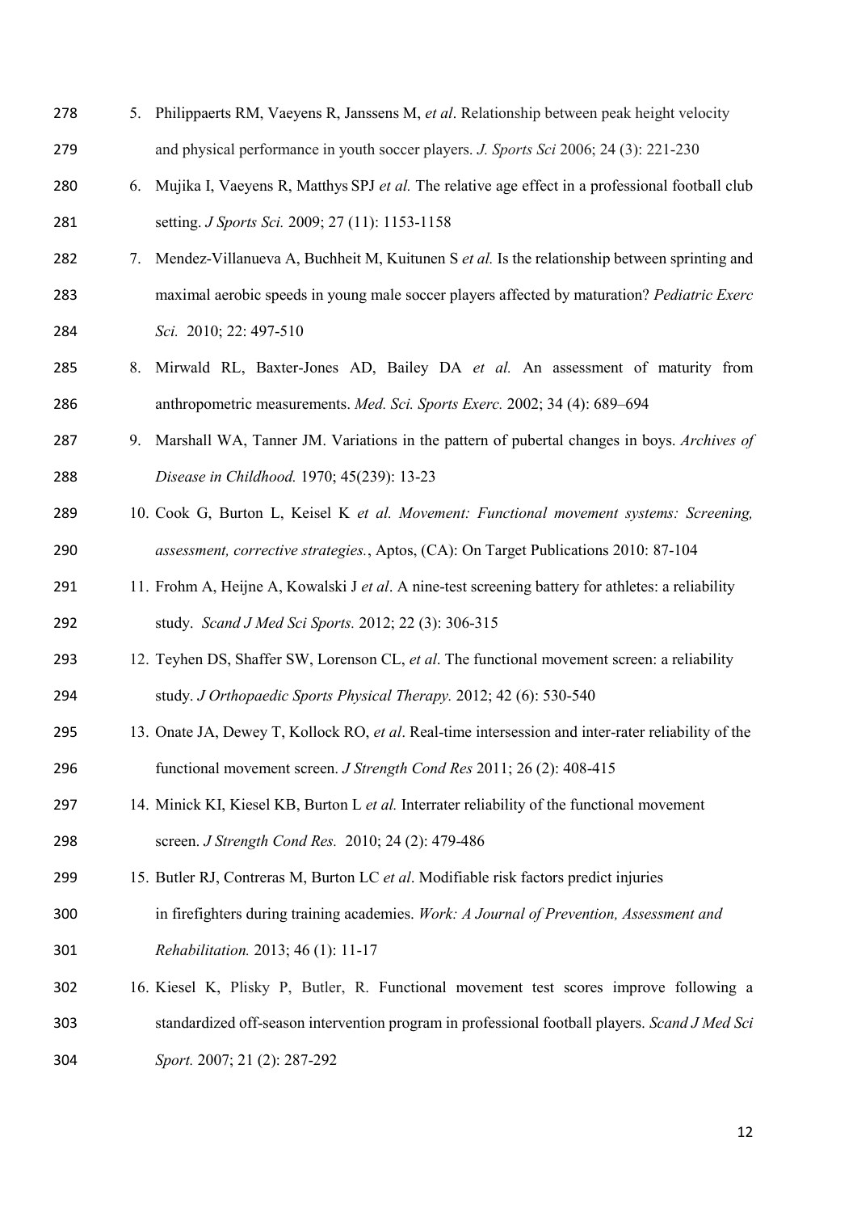5. Philippaerts RM, Vaeyens R, Janssens M, *et al*. Relationship between peak height velocity and physical performance in youth soccer players. *J. Sports Sci* 2006; 24 (3): 221-230
6. Mujika I, Vaeyens R, Matthys SPJ *et al.* The relative age effect in a professional football club setting. *J Sports Sci.* 2009; 27 (11): 1153-1158
7. Mendez-Villanueva A, Buchheit M, Kuitunen S *et al.* Is the relationship between sprinting and maximal aerobic speeds in young male soccer players affected by maturation? *Pediatric Exerc Sci.* 2010; 22: 497-510
8. Mirwald RL, Baxter-Jones AD, Bailey DA *et al.* An assessment of maturity from anthropometric measurements. *Med. Sci. Sports Exerc.* 2002; 34 (4): 689–694
9. Marshall WA, Tanner JM. Variations in the pattern of pubertal changes in boys. *Archives of Disease in Childhood.* 1970; 45(239): 13-23
10. Cook G, Burton L, Keisel K *et al. Movement: Functional movement systems: Screening, assessment, corrective strategies.*, Aptos, (CA): On Target Publications 2010: 87-104
11. Frohm A, Heijne A, Kowalski J *et al*. A nine-test screening battery for athletes: a reliability study. *Scand J Med Sci Sports.* 2012; 22 (3): 306-315
12. Teyhen DS, Shaffer SW, Lorenson CL, *et al*. The functional movement screen: a reliability study. *J Orthopaedic Sports Physical Therapy.* 2012; 42 (6): 530-540
13. Onate JA, Dewey T, Kollock RO, *et al*. Real-time intersession and inter-rater reliability of the functional movement screen. *J Strength Cond Res* 2011; 26 (2): 408-415
14. Minick KI, Kiesel KB, Burton L *et al.* Interrater reliability of the functional movement screen. *J Strength Cond Res.* 2010; 24 (2): 479-486
15. Butler RJ, Contreras M, Burton LC *et al*. Modifiable risk factors predict injuries in firefighters during training academies. *Work: A Journal of Prevention, Assessment and Rehabilitation.* 2013; 46 (1): 11-17
16. Kiesel K, Plisky P, Butler, R. Functional movement test scores improve following a standardized off-season intervention program in professional football players. *Scand J Med Sci Sport.* 2007; 21 (2): 287-292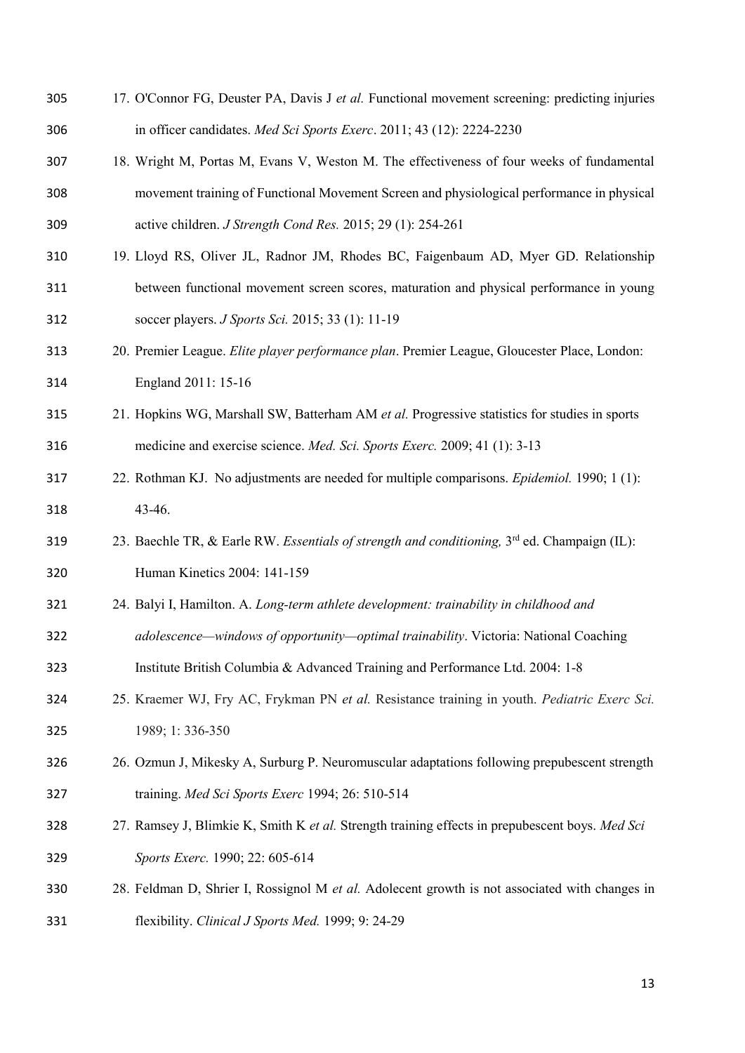17. O'Connor FG, Deuster PA, Davis J *et al.* Functional movement screening: predicting injuries in officer candidates. *Med Sci Sports Exerc*. 2011; 43 (12): 2224-2230
18. Wright M, Portas M, Evans V, Weston M. The effectiveness of four weeks of fundamental movement training of Functional Movement Screen and physiological performance in physical active children. *J Strength Cond Res.* 2015; 29 (1): 254-261
19. Lloyd RS, Oliver JL, Radnor JM, Rhodes BC, Faigenbaum AD, Myer GD. Relationship between functional movement screen scores, maturation and physical performance in young soccer players. *J Sports Sci.* 2015; 33 (1): 11-19
20. Premier League. *Elite player performance plan*. Premier League, Gloucester Place, London: England 2011: 15-16
21. Hopkins WG, Marshall SW, Batterham AM *et al.* Progressive statistics for studies in sports medicine and exercise science. *Med. Sci. Sports Exerc.* 2009; 41 (1): 3-13
22. Rothman KJ. No adjustments are needed for multiple comparisons. *Epidemiol.* 1990; 1 (1): 43-46.
23. Baechle TR, & Earle RW. *Essentials of strength and conditioning,* 3rd ed. Champaign (IL): Human Kinetics 2004: 141-159
24. Balyi I, Hamilton. A. *Long-term athlete development: trainability in childhood and adolescence—windows of opportunity—optimal trainability*. Victoria: National Coaching Institute British Columbia & Advanced Training and Performance Ltd. 2004: 1-8
25. Kraemer WJ, Fry AC, Frykman PN *et al.* Resistance training in youth. *Pediatric Exerc Sci.* 1989; 1: 336-350
26. Ozmun J, Mikesky A, Surburg P. Neuromuscular adaptations following prepubescent strength training. *Med Sci Sports Exerc* 1994; 26: 510-514
27. Ramsey J, Blimkie K, Smith K *et al.* Strength training effects in prepubescent boys. *Med Sci Sports Exerc.* 1990; 22: 605-614
28. Feldman D, Shrier I, Rossignol M *et al.* Adolecent growth is not associated with changes in flexibility. *Clinical J Sports Med.* 1999; 9: 24-29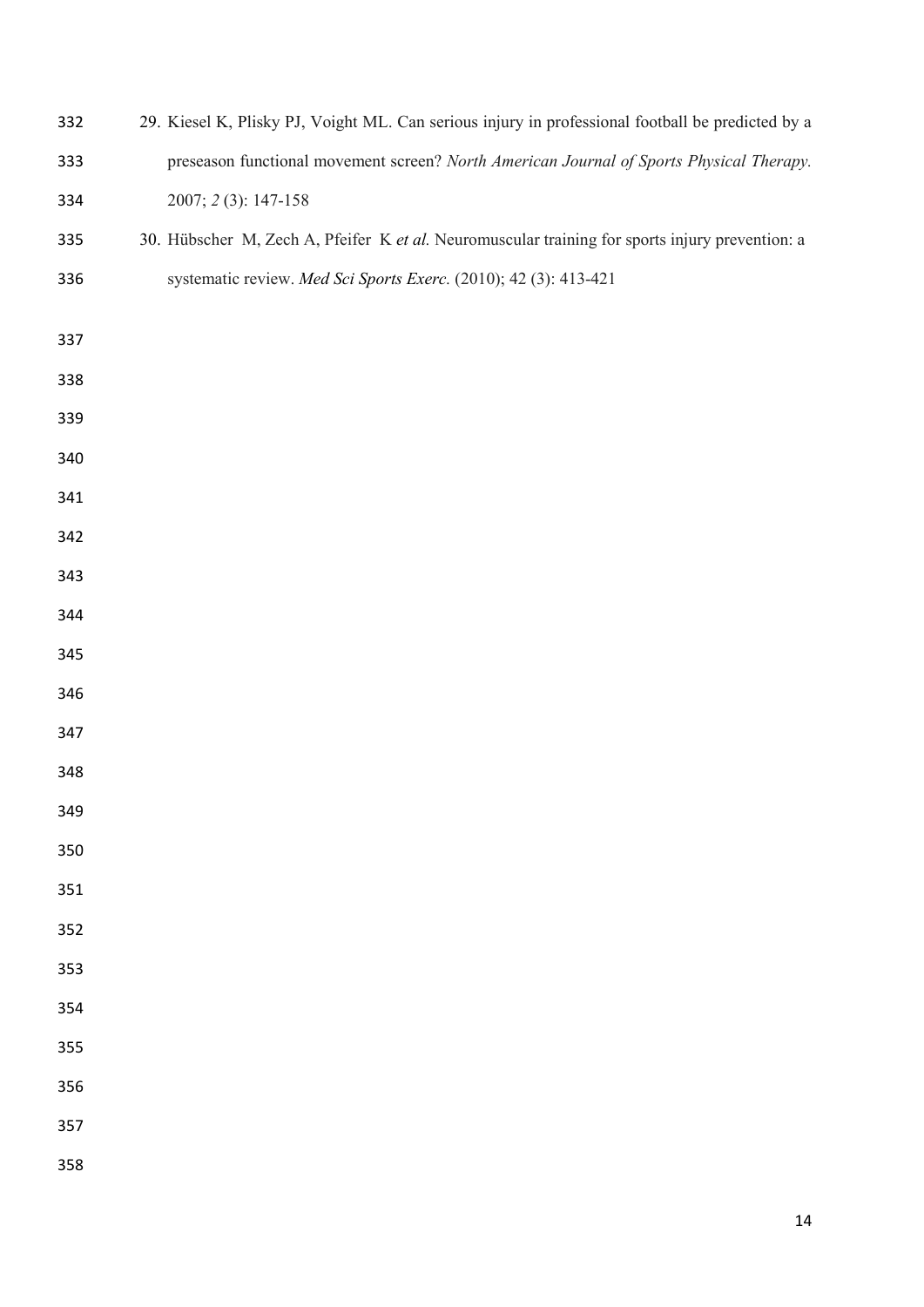29. Kiesel K, Plisky PJ, Voight ML. Can serious injury in professional football be predicted by a preseason functional movement screen? *North American Journal of Sports Physical Therapy.* 2007; *2* (3): 147-158
30. Hübscher M, Zech A, Pfeifer K *et al.* Neuromuscular training for sports injury prevention: a systematic review. *Med Sci Sports Exerc.* (2010); 42 (3): 413-421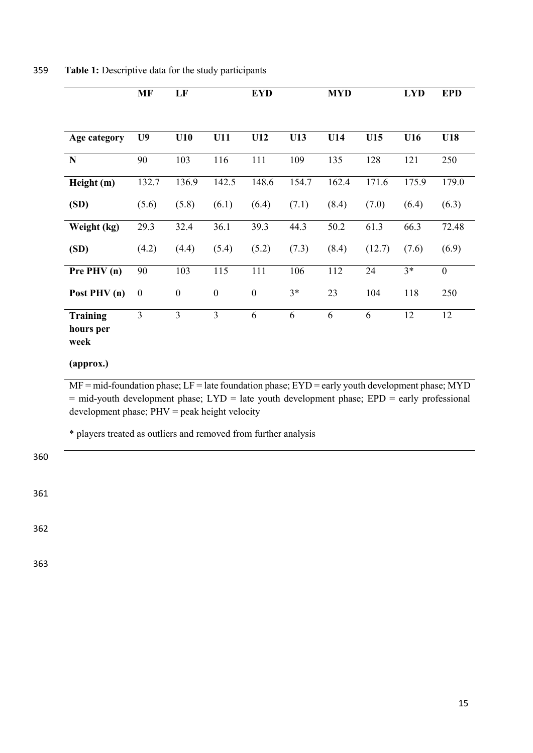**Table 1:** Descriptive data for the study participants

| | MF | LF | | EYD | | MYD | | LYD | EPD |
|---|---|---|---|---|---|---|---|---|---|
| **Age category** | **U9** | **U10** | **U11** | **U12** | **U13** | **U14** | **U15** | **U16** | **U18** |
| **N** | 90 | 103 | 116 | 111 | 109 | 135 | 128 | 121 | 250 |
| **Height (m)** | 132.7 | 136.9 | 142.5 | 148.6 | 154.7 | 162.4 | 171.6 | 175.9 | 179.0 |
| **(SD)** | (5.6) | (5.8) | (6.1) | (6.4) | (7.1) | (8.4) | (7.0) | (6.4) | (6.3) |
| **Weight (kg)** | 29.3 | 32.4 | 36.1 | 39.3 | 44.3 | 50.2 | 61.3 | 66.3 | 72.48 |
| **(SD)** | (4.2) | (4.4) | (5.4) | (5.2) | (7.3) | (8.4) | (12.7) | (7.6) | (6.9) |
| **Pre PHV (n)** | 90 | 103 | 115 | 111 | 106 | 112 | 24 | 3* | 0 |
| **Post PHV (n)** | 0 | 0 | 0 | 0 | 3* | 23 | 104 | 118 | 250 |
| **Training hours per week (approx.)** | 3 | 3 | 3 | 6 | 6 | 6 | 6 | 12 | 12 |

MF = mid-foundation phase; LF = late foundation phase; EYD = early youth development phase; MYD = mid-youth development phase; LYD = late youth development phase; EPD = early professional development phase; PHV = peak height velocity

* players treated as outliers and removed from further analysis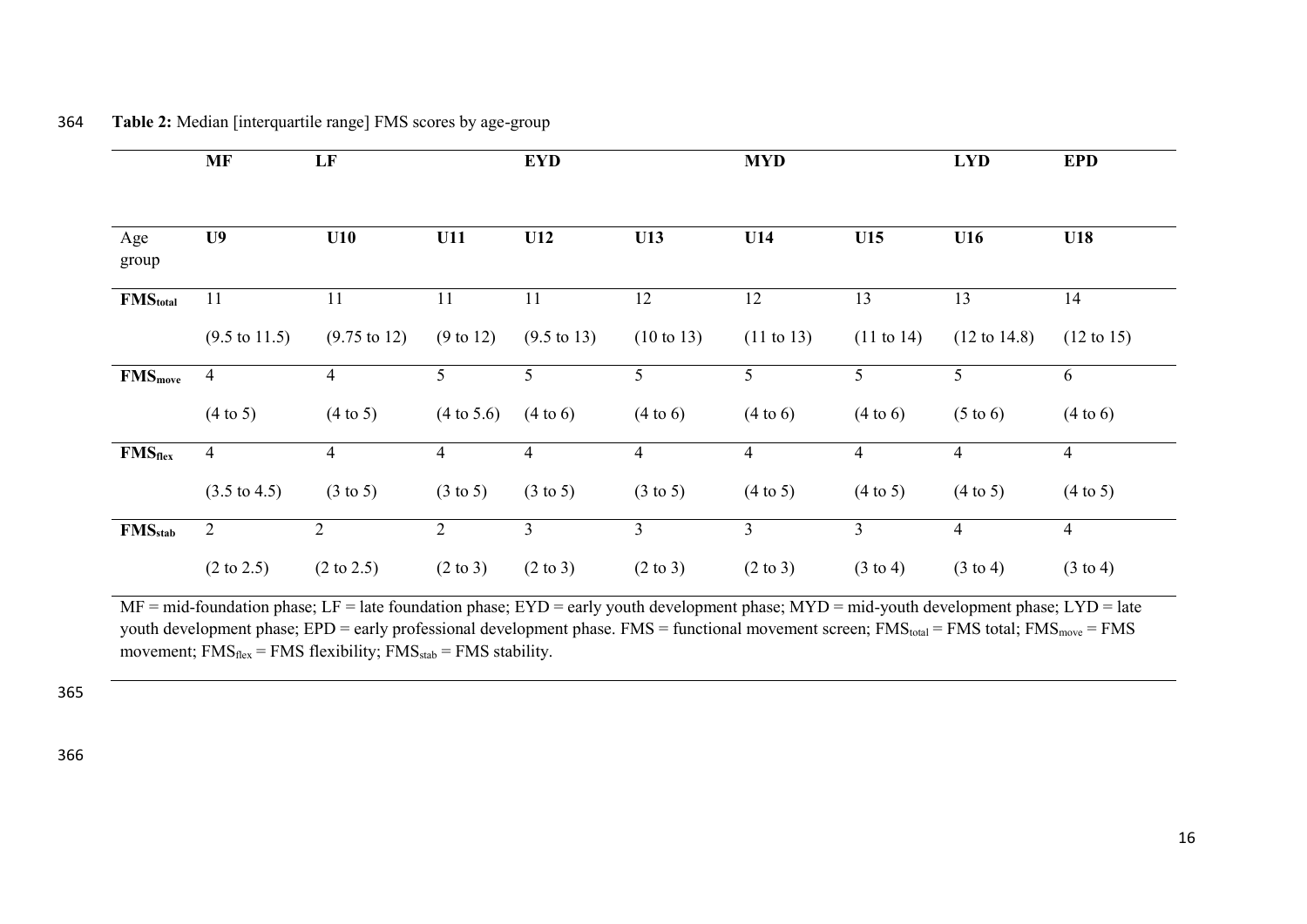**Table 2:** Median [interquartile range] FMS scores by age-group

| | MF | LF | | EYD | | MYD | | LYD | EPD |
|---|---|---|---|---|---|---|---|---|---|
| Age group | **U9** | **U10** | **U11** | **U12** | **U13** | **U14** | **U15** | **U16** | **U18** |
| $FMS_{total}$ | 11 (9.5 to 11.5) | 11 (9.75 to 12) | 11 (9 to 12) | 11 (9.5 to 13) | 12 (10 to 13) | 12 (11 to 13) | 13 (11 to 14) | 13 (12 to 14.8) | 14 (12 to 15) |
| $FMS_{move}$ | 4 (4 to 5) | 4 (4 to 5) | 5 (4 to 5.6) | 5 (4 to 6) | 5 (4 to 6) | 5 (4 to 6) | 5 (4 to 6) | 5 (5 to 6) | 6 (4 to 6) |
| $FMS_{flex}$ | 4 (3.5 to 4.5) | 4 (3 to 5) | 4 (3 to 5) | 4 (3 to 5) | 4 (3 to 5) | 4 (4 to 5) | 4 (4 to 5) | 4 (4 to 5) | 4 (4 to 5) |
| $FMS_{stab}$ | 2 (2 to 2.5) | 2 (2 to 2.5) | 2 (2 to 3) | 3 (2 to 3) | 3 (2 to 3) | 3 (2 to 3) | 3 (3 to 4) | 4 (3 to 4) | 4 (3 to 4) |

MF = mid-foundation phase; LF = late foundation phase; EYD = early youth development phase; MYD = mid-youth development phase; LYD = late youth development phase; EPD = early professional development phase. FMS = functional movement screen; $FMS_{total}$ = FMS total; $FMS_{move}$ = FMS movement; $FMS_{flex}$ = FMS flexibility; $FMS_{stab}$ = FMS stability.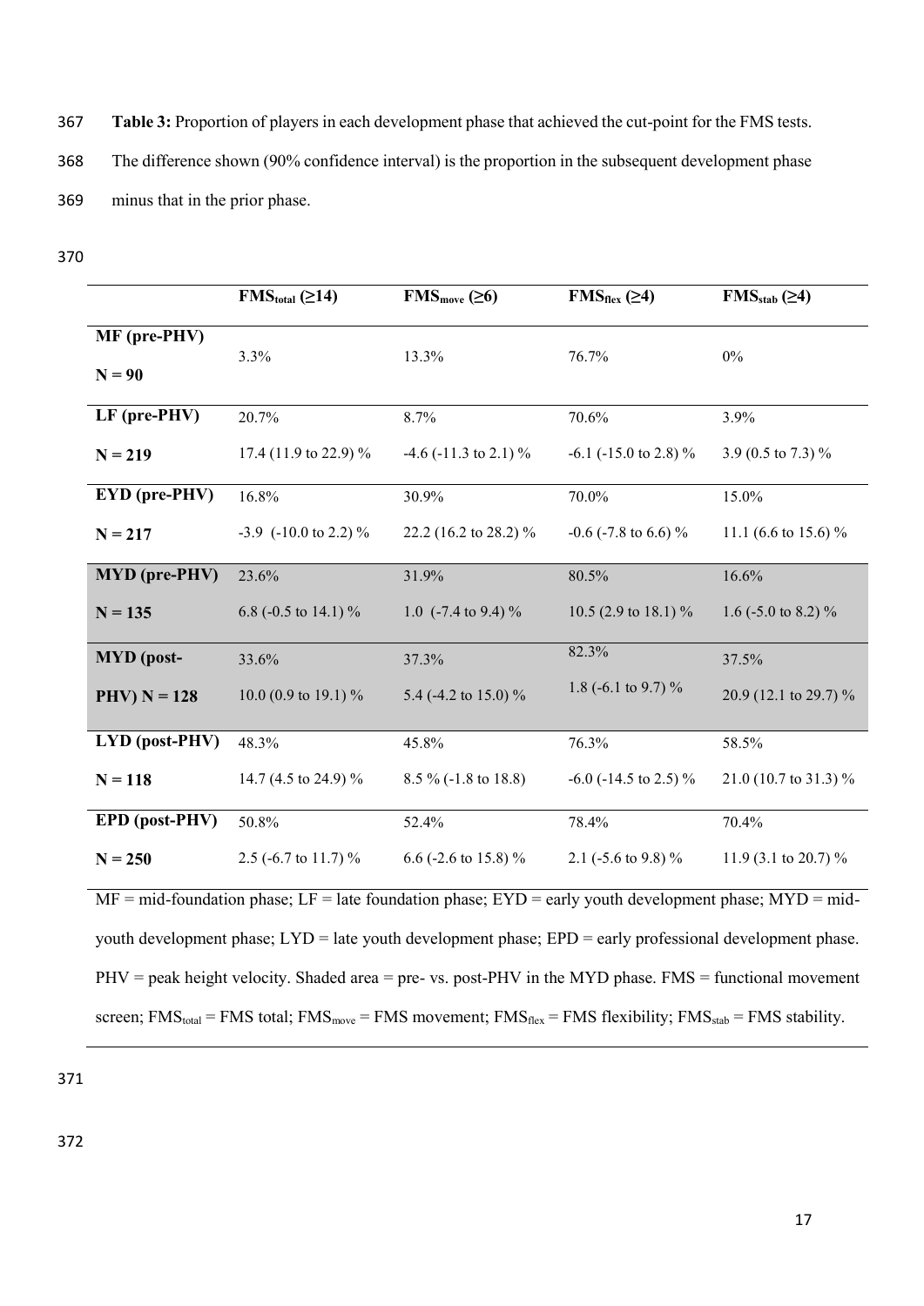**Table 3:** Proportion of players in each development phase that achieved the cut-point for the FMS tests. The difference shown (90% confidence interval) is the proportion in the subsequent development phase minus that in the prior phase.

| | $FMS_{total}$ (≥14) | $FMS_{move}$ (≥6) | $FMS_{flex}$ (≥4) | $FMS_{stab}$ (≥4) |
|---|---|---|---|---|
| **MF (pre-PHV) N = 90** | 3.3% | 13.3% | 76.7% | 0% |
| **LF (pre-PHV) N = 219** | 20.7% <br> 17.4 (11.9 to 22.9) % | 8.7% <br> -4.6 (-11.3 to 2.1) % | 70.6% <br> -6.1 (-15.0 to 2.8) % | 3.9% <br> 3.9 (0.5 to 7.3) % |
| **EYD (pre-PHV) N = 217** | 16.8% <br> -3.9 (-10.0 to 2.2) % | 30.9% <br> 22.2 (16.2 to 28.2) % | 70.0% <br> -0.6 (-7.8 to 6.6) % | 15.0% <br> 11.1 (6.6 to 15.6) % |
| **MYD (pre-PHV) N = 135** | 23.6% <br> 6.8 (-0.5 to 14.1) % | 31.9% <br> 1.0 (-7.4 to 9.4) % | 80.5% <br> 10.5 (2.9 to 18.1) % | 16.6% <br> 1.6 (-5.0 to 8.2) % |
| **MYD (post-PHV) N = 128** | 33.6% <br> 10.0 (0.9 to 19.1) % | 37.3% <br> 5.4 (-4.2 to 15.0) % | 82.3% <br> 1.8 (-6.1 to 9.7) % | 37.5% <br> 20.9 (12.1 to 29.7) % |
| **LYD (post-PHV) N = 118** | 48.3% <br> 14.7 (4.5 to 24.9) % | 45.8% <br> 8.5 % (-1.8 to 18.8) | 76.3% <br> -6.0 (-14.5 to 2.5) % | 58.5% <br> 21.0 (10.7 to 31.3) % |
| **EPD (post-PHV) N = 250** | 50.8% <br> 2.5 (-6.7 to 11.7) % | 52.4% <br> 6.6 (-2.6 to 15.8) % | 78.4% <br> 2.1 (-5.6 to 9.8) % | 70.4% <br> 11.9 (3.1 to 20.7) % |

MF = mid-foundation phase; LF = late foundation phase; EYD = early youth development phase; MYD = mid-youth development phase; LYD = late youth development phase; EPD = early professional development phase. PHV = peak height velocity. Shaded area = pre- vs. post-PHV in the MYD phase. FMS = functional movement screen; $FMS_{total}$ = FMS total; $FMS_{move}$ = FMS movement; $FMS_{flex}$ = FMS flexibility; $FMS_{stab}$ = FMS stability.